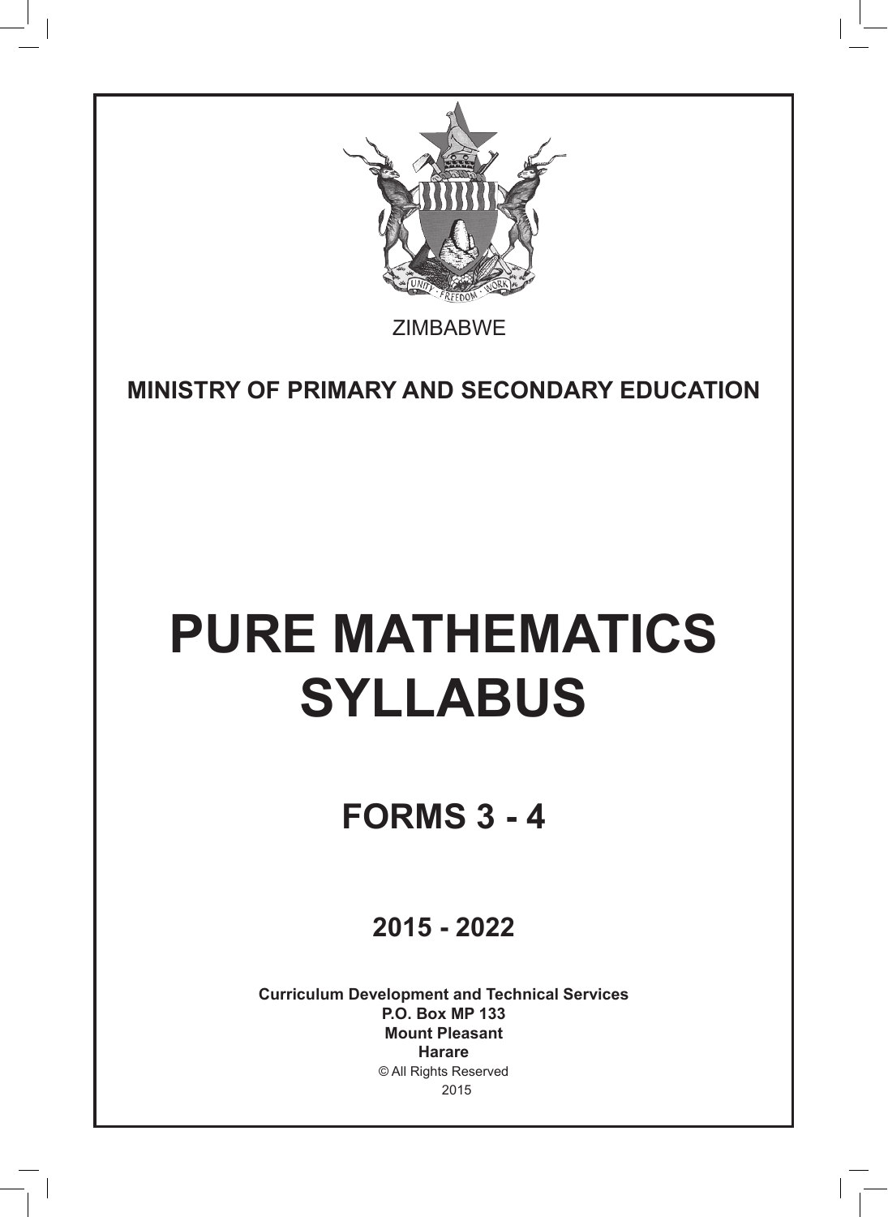ZIMBABWE

**MINISTRY OF PRIMARY AND SECONDARY EDUCATION**

# PURE MATHEMATICS SYLLABUS

## FORMS 3 - 4

### 2015 - 2022

**Curriculum Development and Technical Services**
**P.O. Box MP 133**
**Mount Pleasant**
**Harare**
© All Rights Reserved
2015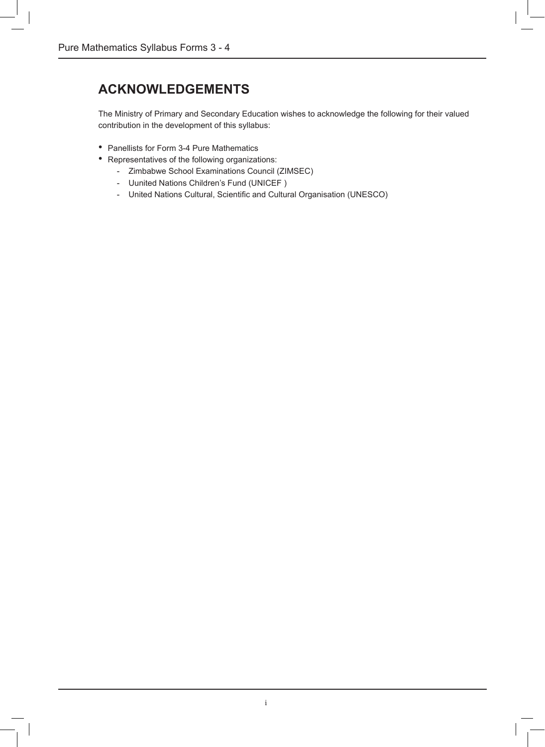# ACKNOWLEDGEMENTS

The Ministry of Primary and Secondary Education wishes to acknowledge the following for their valued contribution in the development of this syllabus:

- Panellists for Form 3-4 Pure Mathematics
- Representatives of the following organizations:
  - Zimbabwe School Examinations Council (ZIMSEC)
  - Uunited Nations Children's Fund (UNICEF )
  - United Nations Cultural, Scientific and Cultural Organisation (UNESCO)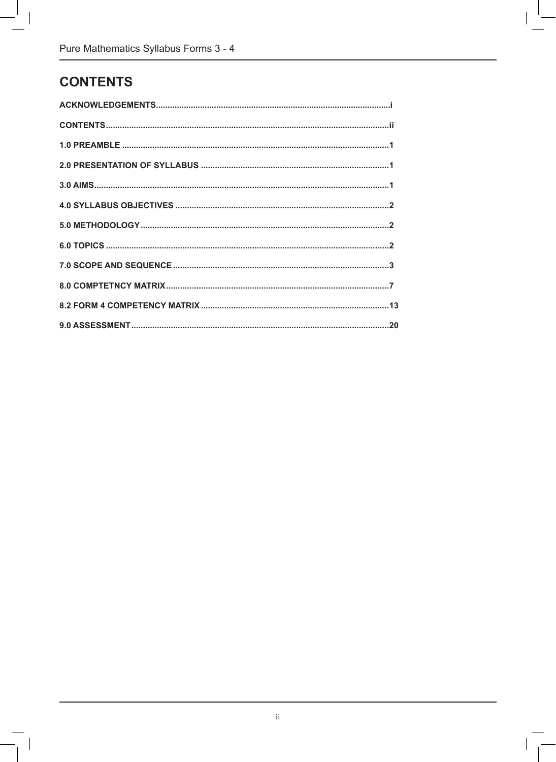# CONTENTS

ACKNOWLEDGEMENTS....................................................................................................i

CONTENTS.........................................................................................................................ii

1.0 PREAMBLE .................................................................................................................1

2.0 PRESENTATION OF SYLLABUS ................................................................................1

3.0 AIMS.............................................................................................................................1

4.0 SYLLABUS OBJECTIVES ...........................................................................................2

5.0 METHODOLOGY..........................................................................................................2

6.0 TOPICS ........................................................................................................................2

7.0 SCOPE AND SEQUENCE ............................................................................................3

8.0 COMPTETNCY MATRIX...............................................................................................7

8.2 FORM 4 COMPETENCY MATRIX ................................................................................13

9.0 ASSESSMENT..............................................................................................................20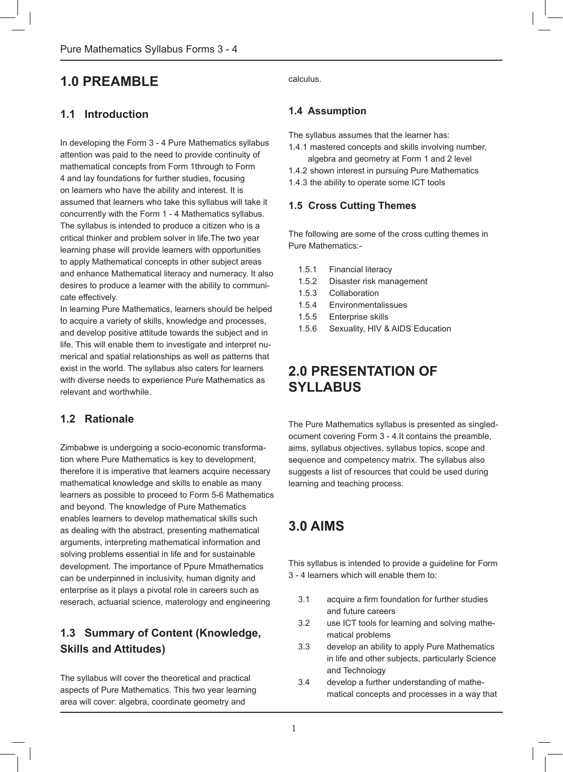# 1.0 PREAMBLE

## 1.1 Introduction

In developing the Form 3 - 4 Pure Mathematics syllabus attention was paid to the need to provide continuity of mathematical concepts from Form 1through to Form 4 and lay foundations for further studies, focusing on learners who have the ability and interest. It is assumed that learners who take this syllabus will take it concurrently with the Form 1 - 4 Mathematics syllabus. The syllabus is intended to produce a citizen who is a critical thinker and problem solver in life.The two year learning phase will provide learners with opportunities to apply Mathematical concepts in other subject areas and enhance Mathematical literacy and numeracy. It also desires to produce a learner with the ability to communicate effectively.

In learning Pure Mathematics, learners should be helped to acquire a variety of skills, knowledge and processes, and develop positive attitude towards the subject and in life. This will enable them to investigate and interpret numerical and spatial relationships as well as patterns that exist in the world. The syllabus also caters for learners with diverse needs to experience Pure Mathematics as relevant and worthwhile.

## 1.2 Rationale

Zimbabwe is undergoing a socio-economic transformation where Pure Mathematics is key to development, therefore it is imperative that learners acquire necessary mathematical knowledge and skills to enable as many learners as possible to proceed to Form 5-6 Mathematics and beyond. The knowledge of Pure Mathematics enables learners to develop mathematical skills such as dealing with the abstract, presenting mathematical arguments, interpreting mathematical information and solving problems essential in life and for sustainable development. The importance of Ppure Mmathematics can be underpinned in inclusivity, human dignity and enterprise as it plays a pivotal role in careers such as reserach, actuarial science, materology and engineering

## 1.3 Summary of Content (Knowledge, Skills and Attitudes)

The syllabus will cover the theoretical and practical aspects of Pure Mathematics. This two year learning area will cover: algebra, coordinate geometry and calculus.

## 1.4 Assumption

The syllabus assumes that the learner has:

1.4.1 mastered concepts and skills involving number, algebra and geometry at Form 1 and 2 level

1.4.2 shown interest in pursuing Pure Mathematics

1.4.3 the ability to operate some ICT tools

## 1.5 Cross Cutting Themes

The following are some of the cross cutting themes in Pure Mathematics:-

1.5.1 Financial literacy

1.5.2 Disaster risk management

1.5.3 Collaboration

1.5.4 Environmentalissues

1.5.5 Enterprise skills

1.5.6 Sexuality, HIV & AIDS Education

# 2.0 PRESENTATION OF SYLLABUS

The Pure Mathematics syllabus is presented as singled-ocument covering Form 3 - 4.It contains the preamble, aims, syllabus objectives, syllabus topics, scope and sequence and competency matrix. The syllabus also suggests a list of resources that could be used during learning and teaching process.

# 3.0 AIMS

This syllabus is intended to provide a guideline for Form 3 - 4 learners which will enable them to:

3.1 acquire a firm foundation for further studies and future careers

3.2 use ICT tools for learning and solving mathematical problems

3.3 develop an ability to apply Pure Mathematics in life and other subjects, particularly Science and Technology

3.4 develop a further understanding of mathematical concepts and processes in a way that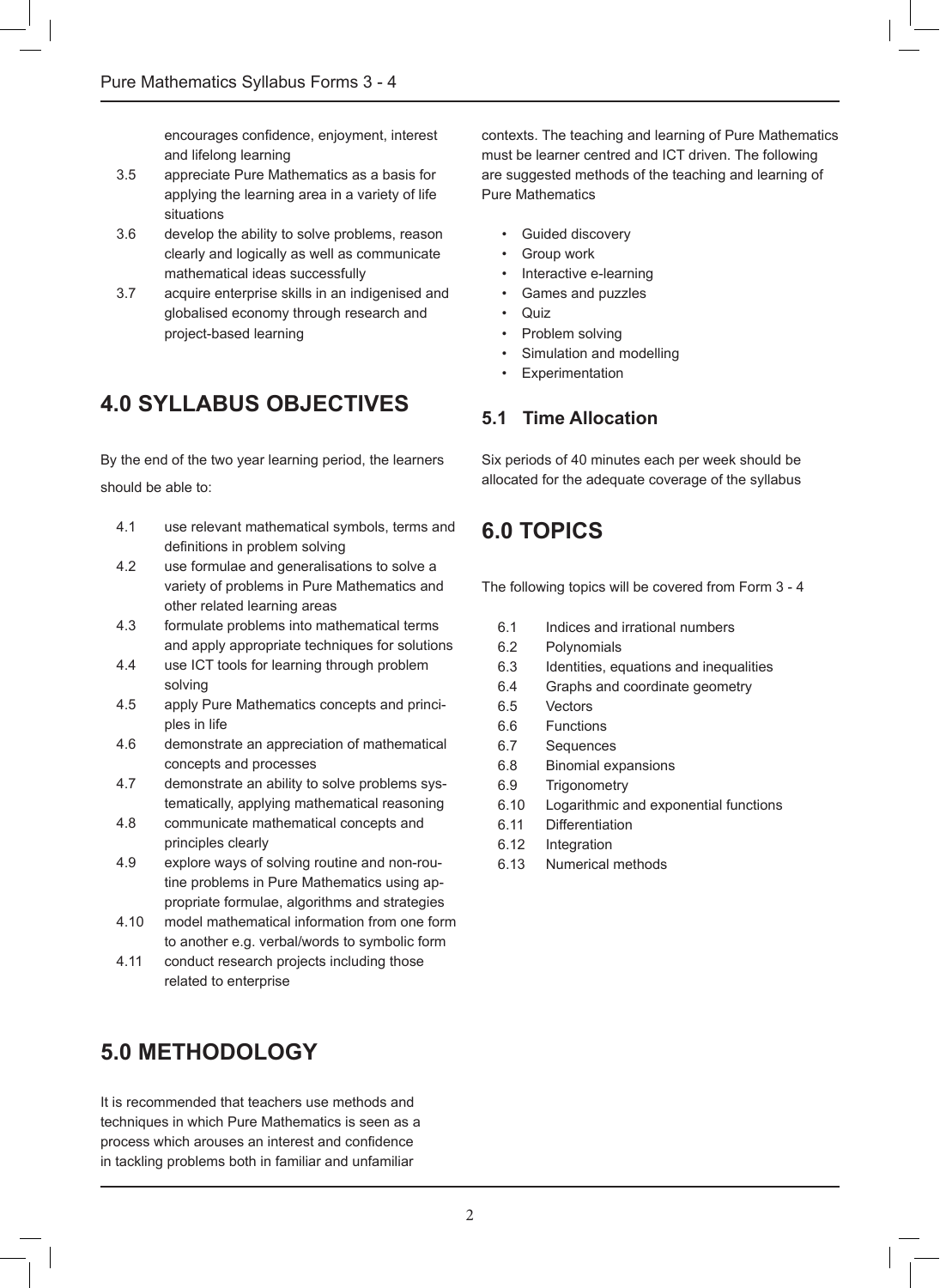encourages confidence, enjoyment, interest and lifelong learning

3.5 appreciate Pure Mathematics as a basis for applying the learning area in a variety of life situations

3.6 develop the ability to solve problems, reason clearly and logically as well as communicate mathematical ideas successfully

3.7 acquire enterprise skills in an indigenised and globalised economy through research and project-based learning

## 4.0 SYLLABUS OBJECTIVES

By the end of the two year learning period, the learners should be able to:

4.1 use relevant mathematical symbols, terms and definitions in problem solving

4.2 use formulae and generalisations to solve a variety of problems in Pure Mathematics and other related learning areas

4.3 formulate problems into mathematical terms and apply appropriate techniques for solutions

4.4 use ICT tools for learning through problem solving

4.5 apply Pure Mathematics concepts and principles in life

4.6 demonstrate an appreciation of mathematical concepts and processes

4.7 demonstrate an ability to solve problems systematically, applying mathematical reasoning

4.8 communicate mathematical concepts and principles clearly

4.9 explore ways of solving routine and non-routine problems in Pure Mathematics using appropriate formulae, algorithms and strategies

4.10 model mathematical information from one form to another e.g. verbal/words to symbolic form

4.11 conduct research projects including those related to enterprise

## 5.0 METHODOLOGY

It is recommended that teachers use methods and techniques in which Pure Mathematics is seen as a process which arouses an interest and confidence in tackling problems both in familiar and unfamiliar contexts. The teaching and learning of Pure Mathematics must be learner centred and ICT driven. The following are suggested methods of the teaching and learning of Pure Mathematics

- Guided discovery
- Group work
- Interactive e-learning
- Games and puzzles
- Quiz
- Problem solving
- Simulation and modelling
- Experimentation

### 5.1 Time Allocation

Six periods of 40 minutes each per week should be allocated for the adequate coverage of the syllabus

## 6.0 TOPICS

The following topics will be covered from Form 3 - 4

6.1 Indices and irrational numbers
6.2 Polynomials
6.3 Identities, equations and inequalities
6.4 Graphs and coordinate geometry
6.5 Vectors
6.6 Functions
6.7 Sequences
6.8 Binomial expansions
6.9 Trigonometry
6.10 Logarithmic and exponential functions
6.11 Differentiation
6.12 Integration
6.13 Numerical methods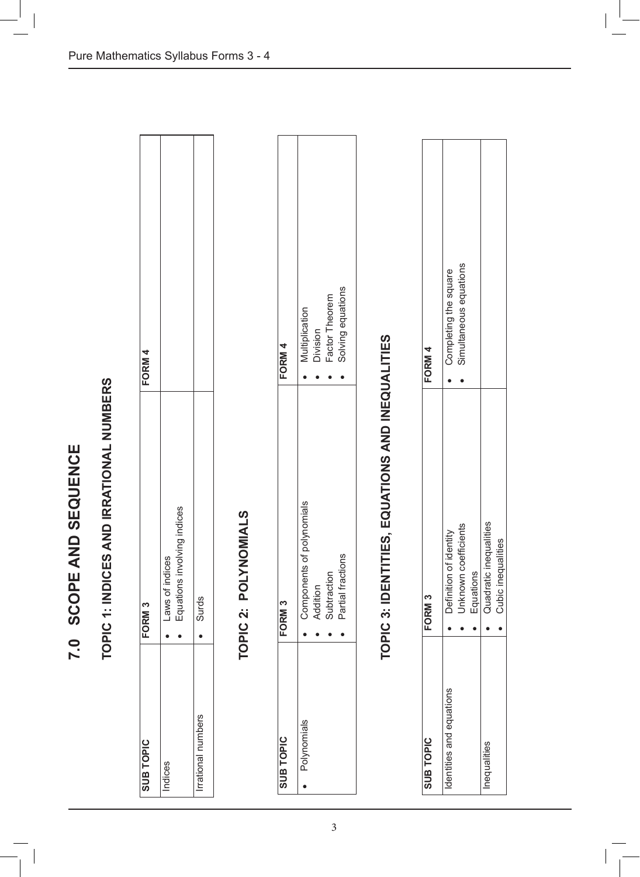# 7.0 SCOPE AND SEQUENCE

## TOPIC 1: INDICES AND IRRATIONAL NUMBERS

| SUB TOPIC | FORM 3 | FORM 4 |
|---|---|---|
| Indices | • Laws of indices<br>• Equations involving indices | |
| Irrational numbers | • Surds | |

## TOPIC 2: POLYNOMIALS

| SUB TOPIC | FORM 3 | FORM 4 |
|---|---|---|
| • Polynomials | • Components of polynomials<br>• Addition<br>• Subtraction<br>• Partial fractions | • Multiplication<br>• Division<br>• Factor Theorem<br>• Solving equations |

## TOPIC 3: IDENTITIES, EQUATIONS AND INEQUALITIES

| SUB TOPIC | FORM 3 | FORM 4 |
|---|---|---|
| Identities and equations | • Definition of identity<br>• Unknown coefficients<br>• Equations | • Completing the square<br>• Simultaneous equations |
| Inequalities | • Quadratic inequalities<br>• Cubic inequalities | |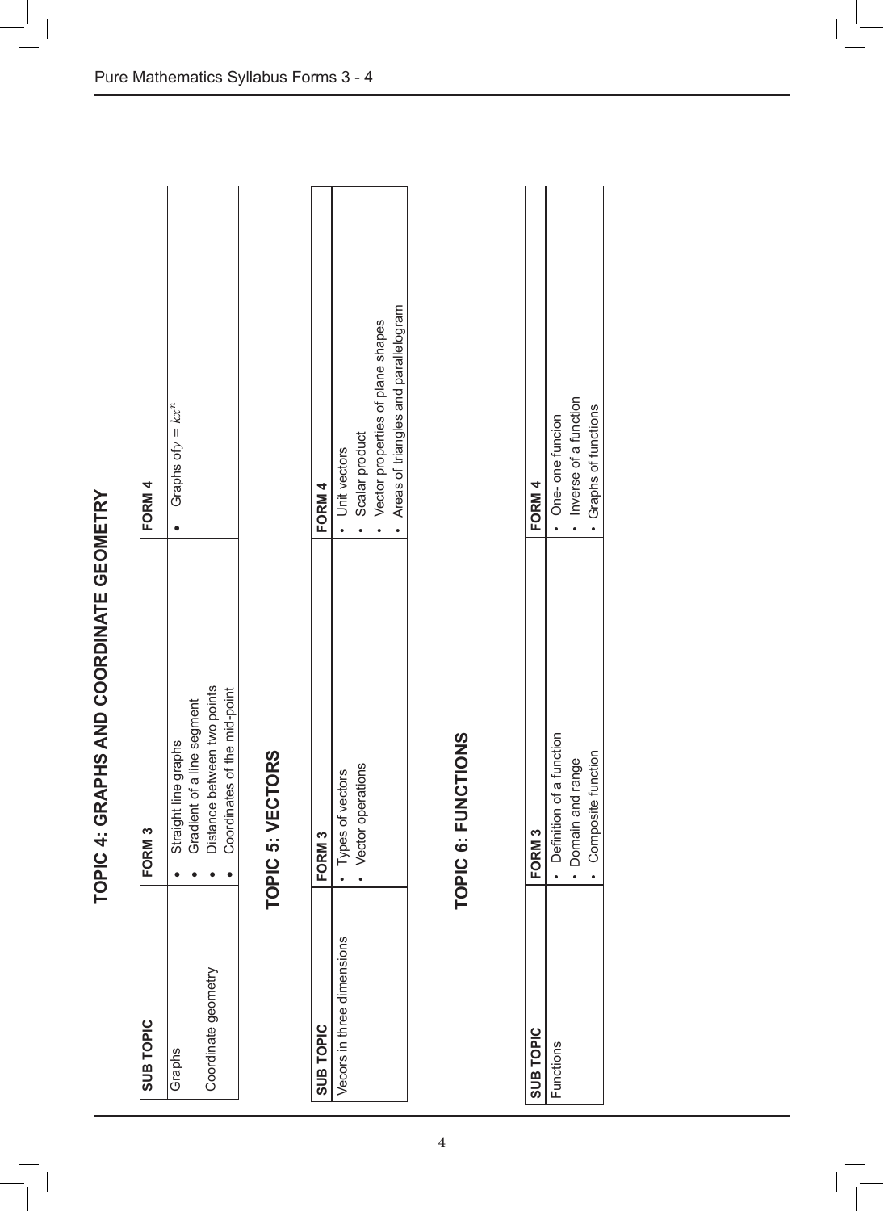# TOPIC 4: GRAPHS AND COORDINATE GEOMETRY

| SUB TOPIC | FORM 3 | FORM 4 |
|---|---|---|
| Graphs | • Straight line graphs<br>• Gradient of a line segment | • Graphs of $y = kx^n$ |
| Coordinate geometry | • Distance between two points<br>• Coordinates of the mid-point | |

# TOPIC 5: VECTORS

| SUB TOPIC | FORM 3 | FORM 4 |
|---|---|---|
| Vecors in three dimensions | • Types of vectors<br>• Vector operations | • Unit vectors<br>• Scalar product<br>• Vector properties of plane shapes<br>• Areas of triangles and parallelogram |

# TOPIC 6: FUNCTIONS

| SUB TOPIC | FORM 3 | FORM 4 |
|---|---|---|
| Functions | • Definition of a function<br>• Domain and range<br>• Composite function | • One- one funcion<br>• Inverse of a function<br>• Graphs of functions |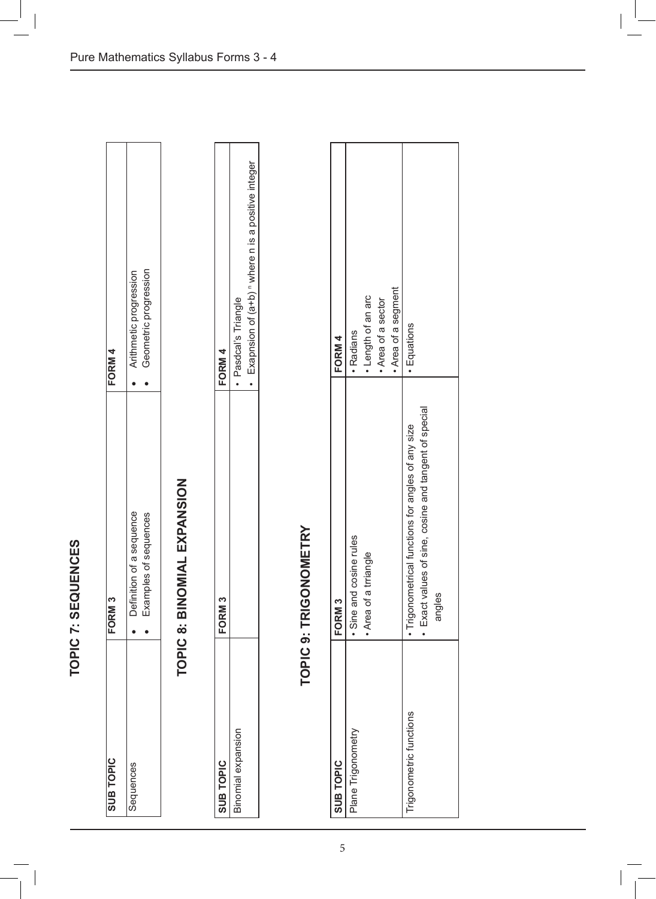## TOPIC 7: SEQUENCES

| SUB TOPIC | FORM 3 | FORM 4 |
| --- | --- | --- |
| Sequences | • Definition of a sequence<br>• Examples of sequences | • Arithmetic progression<br>• Geometric progression |

## TOPIC 8: BINOMIAL EXPANSION

| SUB TOPIC | FORM 3 | FORM 4 |
| --- | --- | --- |
| Binomial expansion | | • Pasdcal's Triangle<br>• Exapnsion of $(a+b)^n$ where n is a positive integer |

## TOPIC 9: TRIGONOMETRY

| SUB TOPIC | FORM 3 | FORM 4 |
| --- | --- | --- |
| Plane Trigonometry | • Sine and cosine rules<br>• Area of a trriangle | • Radians<br>• Length of an arc<br>• Area of a sector<br>• Area of a segment |
| Trigonometric functions | • Trigonometrical functions for angles of any size<br>• Exact values of sine, cosine and tangent of special angles | • Equations |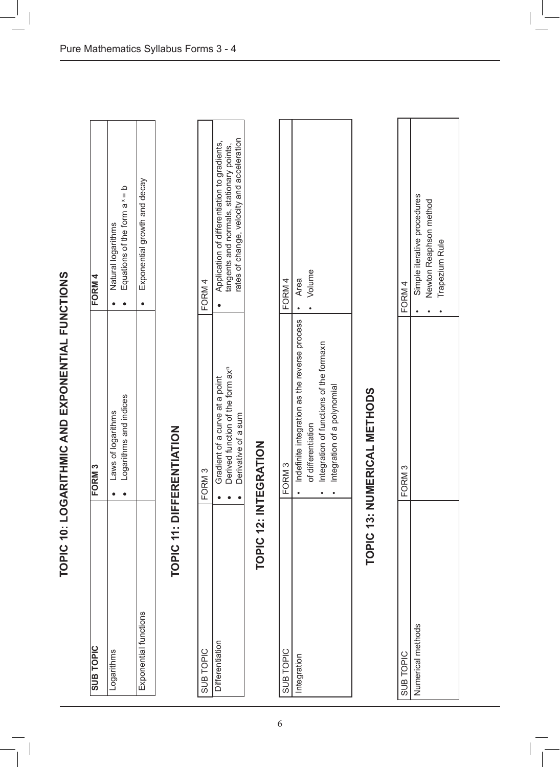## TOPIC 10: LOGARITHMIC AND EXPONENTIAL FUNCTIONS

| SUB TOPIC | FORM 3 | FORM 4 |
|---|---|---|
| Logarithms | • Laws of logarithms<br>• Logarithms and indices | • Natural logarithms<br>• Equations of the form $a^x = b$ |
| Exponential functions | | • Exponential growth and decay |

## TOPIC 11: DIFFERENTIATION

| SUB TOPIC | FORM 3 | FORM 4 |
|---|---|---|
| Differentiation | • Gradient of a curve at a point<br>• Derived function of the form $ax^n$<br>• Derivative of a sum | • Application of differentiation to gradients, tangents and normals, stationary points, rates of change, velocity and acceleration |

## TOPIC 12: INTEGRATION

| SUB TOPIC | FORM 3 | FORM 4 |
|---|---|---|
| Integration | • Indefinite integration as the reverse process of differentiation<br>• Integration of functions of the formaxn<br>• Integration of a polynomial | • Area<br>• Volume |

## TOPIC 13: NUMERICAL METHODS

| SUB TOPIC | FORM 3 | FORM 4 |
|---|---|---|
| Numerical methods | | • Simple iterative procedures<br>• Newton Reaphson method<br>• Trapezium Rule |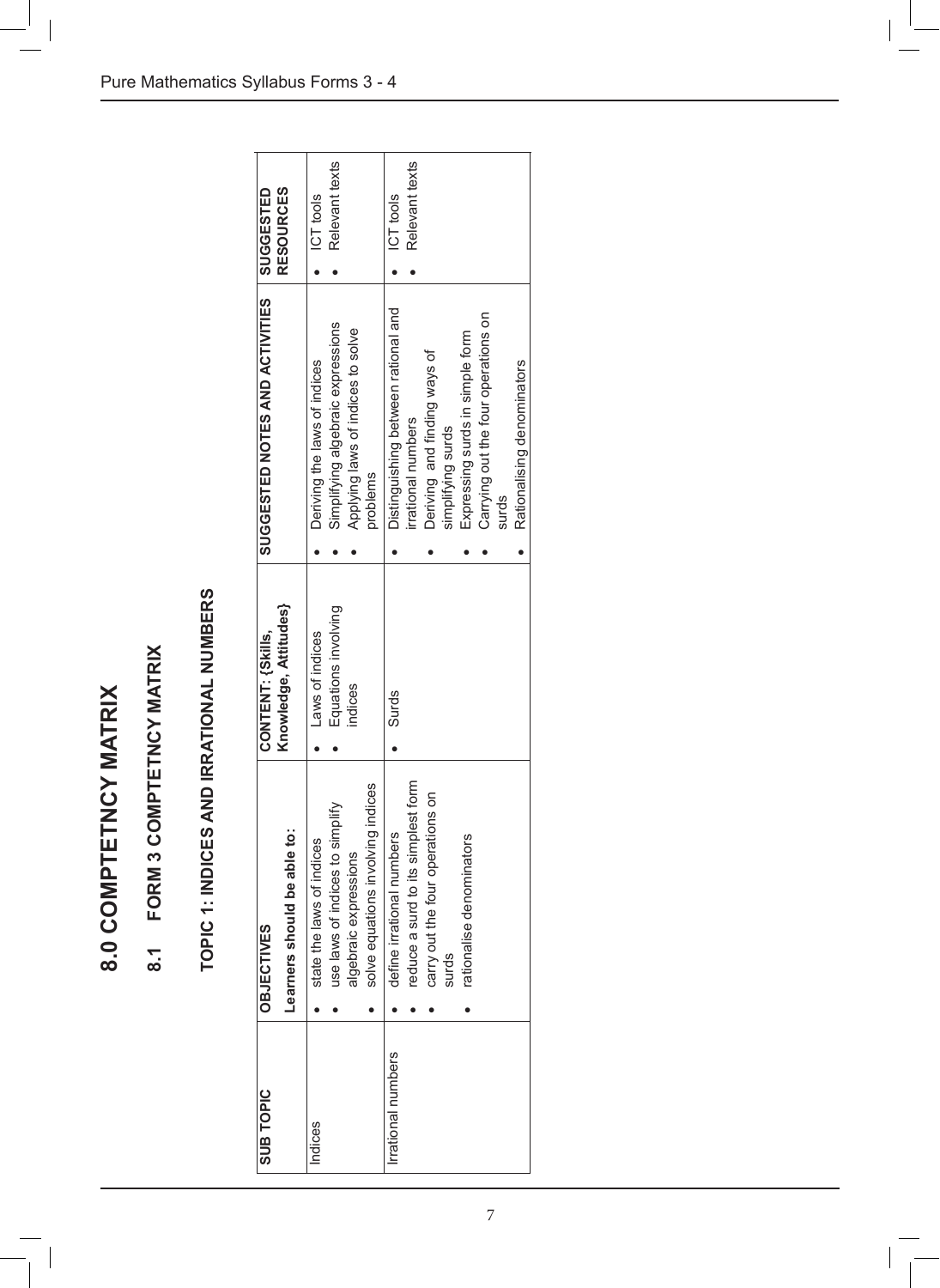# 8.0 COMPTETNCY MATRIX

## 8.1 FORM 3 COMPTETNCY MATRIX

### TOPIC 1: INDICES AND IRRATIONAL NUMBERS

| SUB TOPIC | OBJECTIVES<br>Learners should be able to: | CONTENT: {Skills, Knowledge, Attitudes} | SUGGESTED NOTES AND ACTIVITIES | SUGGESTED RESOURCES |
|---|---|---|---|---|
| Indices | • state the laws of indices<br>• use laws of indices to simplify algebraic expressions<br>• solve equations involving indices | • Laws of indices<br>• Equations involving indices | • Deriving the laws of indices<br>• Simplifying algebraic expressions<br>• Applying laws of indices to solve problems | • ICT tools<br>• Relevant texts |
| Irrational numbers | • define irrational numbers<br>• reduce a surd to its simplest form<br>• carry out the four operations on surds<br>• rationalise denominators | • Surds | • Distinguishing between rational and irrational numbers<br>• Deriving and finding ways of simplifying surds<br>• Expressing surds in simple form<br>• Carrying out the four operations on surds<br>• Rationalising denominators | • ICT tools<br>• Relevant texts |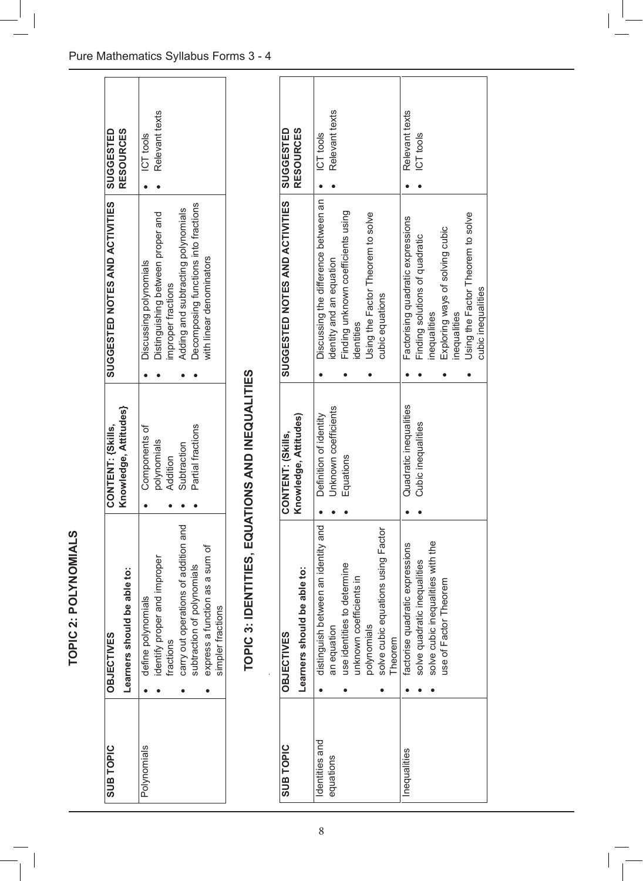## TOPIC 2: POLYNOMIALS

| SUB TOPIC | OBJECTIVES<br>Learners should be able to: | CONTENT: {Skills, Knowledge, Attitudes} | SUGGESTED NOTES AND ACTIVITIES | SUGGESTED RESOURCES |
|---|---|---|---|---|
| Polynomials | • define polynomials<br>• identify proper and improper fractions<br>• carry out operations of addition and subtraction of polynomials<br>• express a function as a sum of simpler fractions | • Components of polynomials<br>• Addition<br>• Subtraction<br>• Partial fractions | • Discussing polynomials<br>• Distinguishing between proper and improper fractions<br>• Adding and subtracting polynomials<br>• Decomposing functions into fractions with linear denominators | • ICT tools<br>• Relevant texts |

## TOPIC 3: IDENTITIES, EQUATIONS AND INEQUALITIES

| SUB TOPIC | OBJECTIVES<br>Learners should be able to: | CONTENT: (Skills, Knowledge, Attitudes) | SUGGESTED NOTES AND ACTIVITIES | SUGGESTED RESOURCES |
|---|---|---|---|---|
| Identities and equations | • distinguish between an identity and an equation<br>• use identities to determine unknown coefficients in polynomials<br>• solve cubic equations using Factor Theorem | • Definition of identity<br>• Unknown coefficients<br>• Equations | • Discussing the difference between an identity and an equation<br>• Finding unknown coefficients using identities<br>• Using the Factor Theorem to solve cubic equations | • ICT tools<br>• Relevant texts |
| Inequalities | • factorise quadratic expressions<br>• solve quadratic inequalities<br>• solve cubic inequalities with the use of Factor Theorem | • Quadratic inequalities<br>• Cubic inequalities | • Factorising quadratic expressions<br>• Finding solutions of quadratic inequalities<br>• Exploring ways of solving cubic inequalities<br>• Using the Factor Theorem to solve cubic inequalities | • Relevant texts<br>• ICT tools |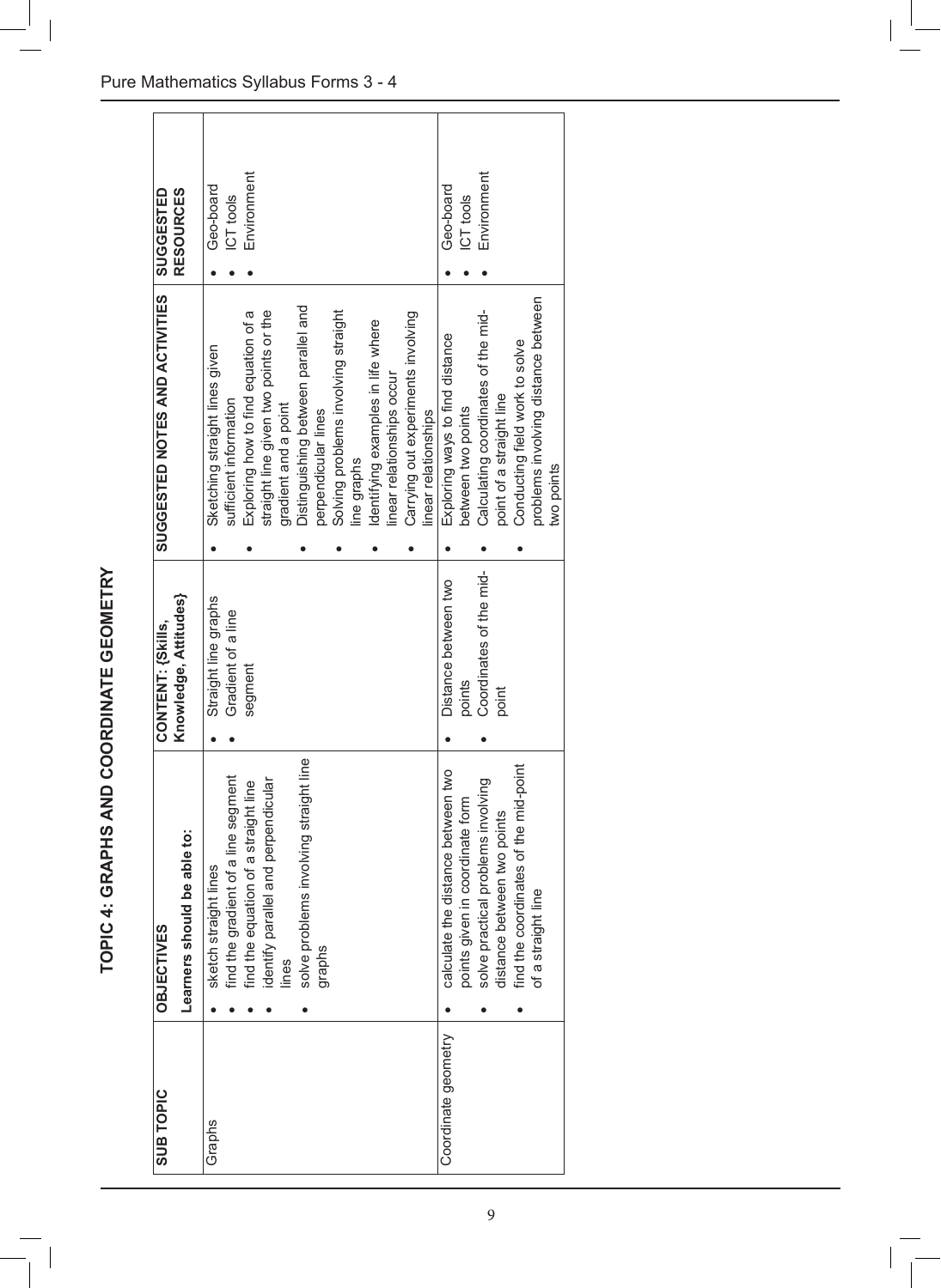# TOPIC 4: GRAPHS AND COORDINATE GEOMETRY

| SUB TOPIC | OBJECTIVES<br>Learners should be able to: | CONTENT: {Skills, Knowledge, Attitudes} | SUGGESTED NOTES AND ACTIVITIES | SUGGESTED RESOURCES |
|---|---|---|---|---|
| Graphs | • sketch straight lines<br>• find the gradient of a line segment<br>• find the equation of a straight line<br>• identify parallel and perpendicular lines<br>• solve problems involving straight line graphs | • Straight line graphs<br>• Gradient of a line segment | • Sketching straight lines given sufficient information<br>• Exploring how to find equation of a straight line given two points or the gradient and a point<br>• Distinguishing between parallel and perpendicular lines<br>• Solving problems involving straight line graphs<br>• Identifying examples in life where linear relationships occur<br>• Carrying out experiments involving linear relationships | • Geo-board<br>• ICT tools<br>• Environment |
| Coordinate geometry | • calculate the distance between two points given in coordinate form<br>• solve practical problems involving distance between two points<br>• find the coordinates of the mid-point of a straight line | • Distance between two points<br>• Coordinates of the mid-point | • Exploring ways to find distance between two points<br>• Calculating coordinates of the mid-point of a straight line<br>• Conducting field work to solve problems involving distance between two points | • Geo-board<br>• ICT tools<br>• Environment |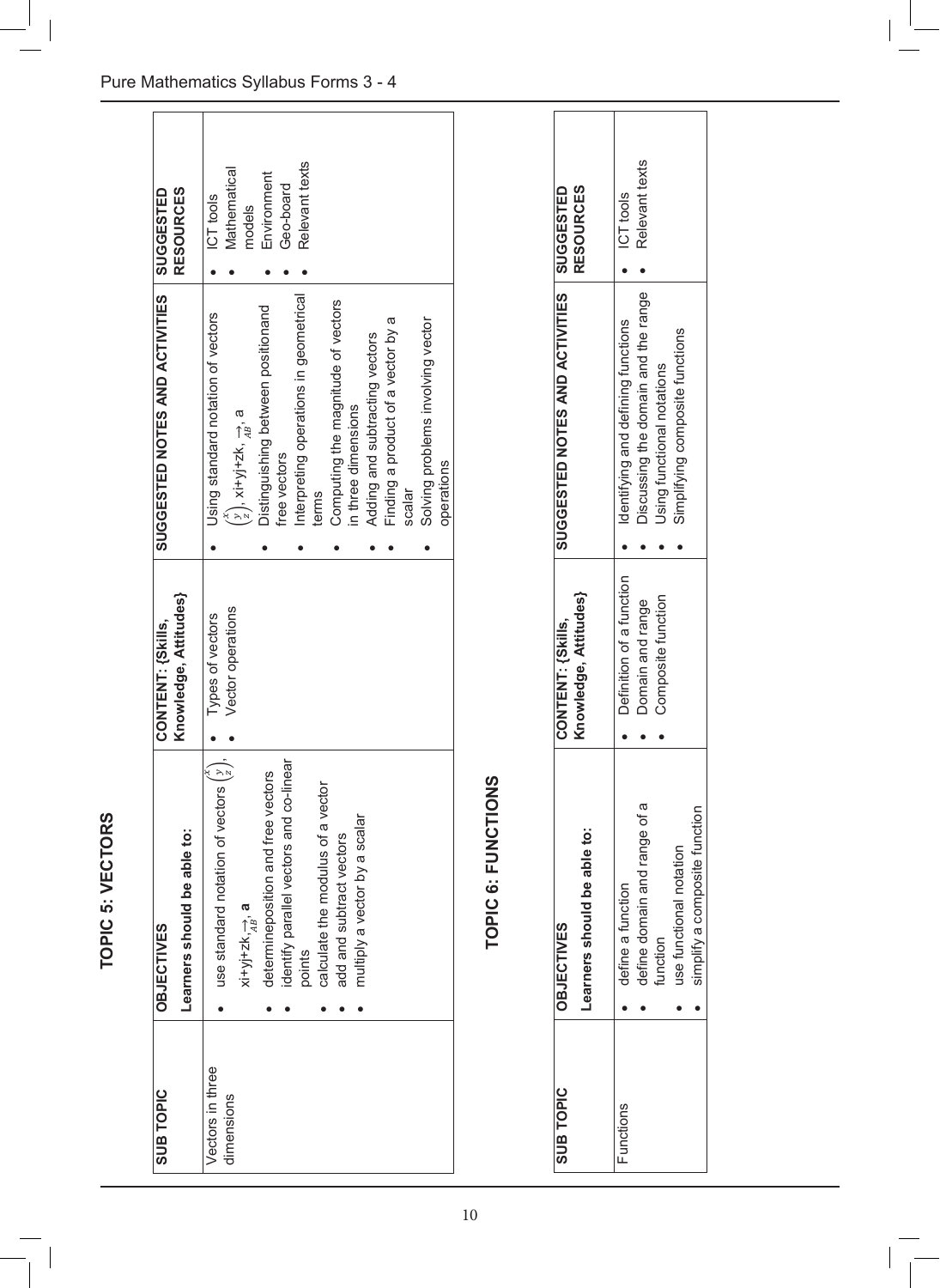## TOPIC 5: VECTORS

| SUB TOPIC | OBJECTIVES<br>Learners should be able to: | CONTENT: {Skills, Knowledge, Attitudes} | SUGGESTED NOTES AND ACTIVITIES | SUGGESTED RESOURCES |
|---|---|---|---|---|
| Vectors in three dimensions | • use standard notation of vectors $\begin{pmatrix} x \\ y \\ z \end{pmatrix}$, xi+yj+zk, $\overrightarrow{AB}$, **a**<br>• determineposition and free vectors<br>• identify parallel vectors and co-linear points<br>• calculate the modulus of a vector<br>• add and subtract vectors<br>• multiply a vector by a scalar | • Types of vectors<br>• Vector operations | • Using standard notation of vectors $\begin{pmatrix} x \\ y \\ z \end{pmatrix}$, xi+yj+zk, $\overrightarrow{AB}$, a<br>• Distinguishing between positionand free vectors<br>• Interpreting operations in geometrical terms<br>• Computing the magnitude of vectors in three dimensions<br>• Adding and subtracting vectors<br>• Finding a product of a vector by a scalar<br>• Solving problems involving vector operations | • ICT tools<br>• Mathematical models<br>• Environment<br>• Geo-board<br>• Relevant texts |

## TOPIC 6: FUNCTIONS

| SUB TOPIC | OBJECTIVES<br>Learners should be able to: | CONTENT: {Skills, Knowledge, Attitudes} | SUGGESTED NOTES AND ACTIVITIES | SUGGESTED RESOURCES |
|---|---|---|---|---|
| Functions | • define a function<br>• define domain and range of a function<br>• use functional notation<br>• simplify a composite function | • Definition of a function<br>• Domain and range<br>• Composite function | • Identifying and defining functions<br>• Discussing the domain and the range<br>• Using functional notations<br>• Simplifying composite functions | • ICT tools<br>• Relevant texts |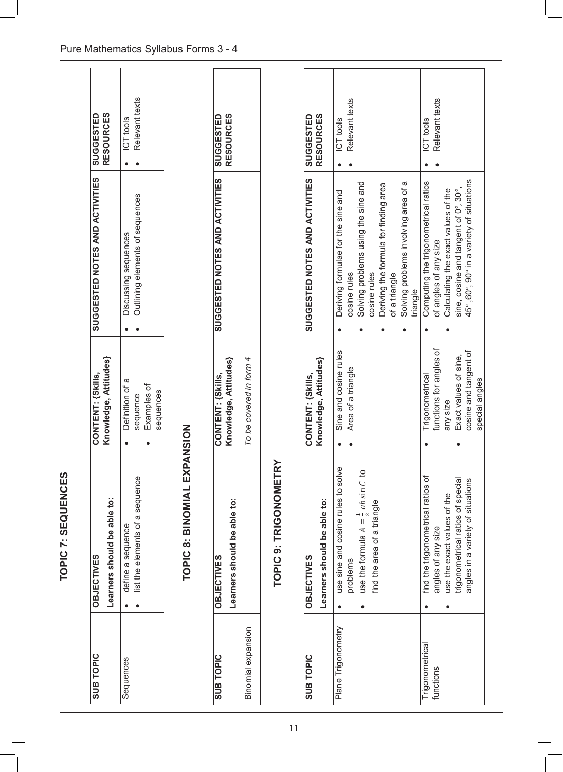## TOPIC 7: SEQUENCES

| SUB TOPIC | OBJECTIVES<br>Learners should be able to: | CONTENT: {Skills, Knowledge, Attitudes} | SUGGESTED NOTES AND ACTIVITIES | SUGGESTED RESOURCES |
|---|---|---|---|---|
| Sequences | • define a sequence<br>• list the elements of a sequence | • Definition of a sequence<br>• Examples of sequences | • Discussing sequences<br>• Outlining elements of sequences | • ICT tools<br>• Relevant texts |

## TOPIC 8: BINOMIAL EXPANSION

| SUB TOPIC | OBJECTIVES<br>Learners should be able to: | CONTENT: {Skills, Knowledge, Attitudes} | SUGGESTED NOTES AND ACTIVITIES | SUGGESTED RESOURCES |
|---|---|---|---|---|
| Binomial expansion | | *To be covered in form 4* | | |

## TOPIC 9: TRIGONOMETRY

| SUB TOPIC | OBJECTIVES<br>Learners should be able to: | CONTENT: {Skills, Knowledge, Attitudes} | SUGGESTED NOTES AND ACTIVITIES | SUGGESTED RESOURCES |
|---|---|---|---|---|
| Plane Trigonometry | • use sine and cosine rules to solve problems<br>• use the formula $A = \frac{1}{2}ab\sin C$ to find the area of a triangle | • Sine and cosine rules<br>• Area of a triangle | • Deriving formulae for the sine and cosine rules<br>• Solving problems using the sine and cosine rules<br>• Deriving the formula for finding area of a triangle<br>• Solving problems involving area of a triangle | • ICT tools<br>• Relevant texts |
| Trigonometrical functions | • find the trigonometrical ratios of angles of any size<br>• use the exact values of the trigonometrical ratios of special angles in a variety of situations | • Trigonometrical functions for angles of any size<br>• Exact values of sine, cosine and tangent of special angles | • Computing the trigonometrical ratios of angles of any size<br>• Calculating the exact values of the sine, cosine and tangent of 0°, 30°, 45°, 60°, 90° in a variety of situations | • ICT tools<br>• Relevant texts |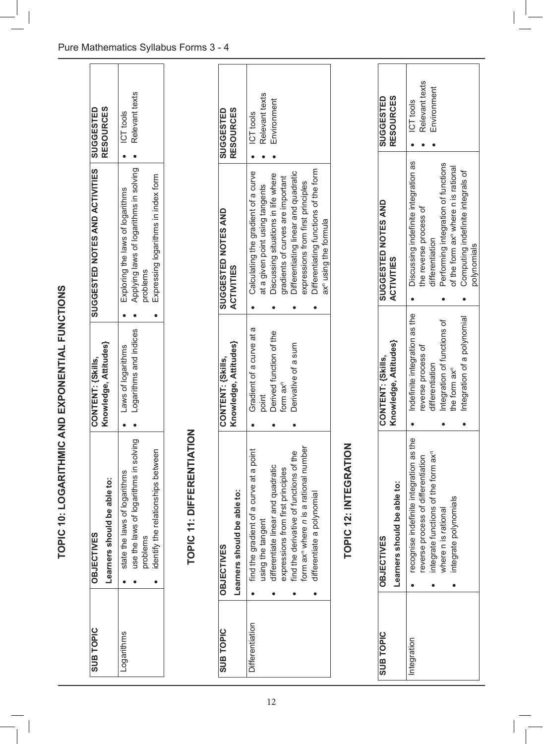# TOPIC 10: LOGARITHMIC AND EXPONENTIAL FUNCTIONS

| SUB TOPIC | OBJECTIVES<br>Learners should be able to: | CONTENT: {Skills, Knowledge, Attitudes} | SUGGESTED NOTES AND ACTIVITIES | SUGGESTED RESOURCES |
|---|---|---|---|---|
| Logarithms | • state the laws of logarithms<br>• use the laws of logarithms in solving problems<br>• identify the relationships between | • Laws of logarithms<br>• Logarithms and indices | • Exploring the laws of logarithms<br>• Applying laws of logarithms in solving problems<br>• Expressing logarithms in index form | • ICT tools<br>• Relevant texts |

# TOPIC 11: DIFFERENTIATION

| SUB TOPIC | OBJECTIVES<br>Learners should be able to: | CONTENT: {Skills, Knowledge, Attitudes} | SUGGESTED NOTES AND ACTIVITIES | SUGGESTED RESOURCES |
|---|---|---|---|---|
| Differentiation | • find the gradient of a curve at a point using the tangent<br>• differentiate linear and quadratic expressions from first principles<br>• find the derivative of functions of the form $ax^n$ where $n$ is a rational number<br>• differentiate a polynomial | • Gradient of a curve at a point<br>• Derived function of the form $ax^n$<br>• Derivative of a sum | • Calculating the gradient of a curve at a given point using tangents<br>• Discussing situations in life where gradients of curves are important<br>• Differentiating linear and quadratic expressions from first principles<br>• Differentiating functions of the form $ax^n$ using the formula | • ICT tools<br>• Relevant texts<br>• Environment |

# TOPIC 12: INTEGRATION

| SUB TOPIC | OBJECTIVES<br>Learners should be able to: | CONTENT: {Skills, Knowledge, Attitudes} | SUGGESTED NOTES AND ACTIVITIES | SUGGESTED RESOURCES |
|---|---|---|---|---|
| Integration | • recognise indefinite integration as the reverse process of differentiation<br>• integrate functions of the form $ax^n$ where n is rational<br>• integrate polynomials | • Indefinite integration as the reverse process of differentiation<br>• Integration of functions of the form $ax^n$<br>• Integration of a polynomial | • Discussing indefinite integration as the reverse process of differentiation<br>• Performing integration of functions of the form $ax^n$ where n is rational<br>• Computing indefinite integrals of polynomials | • ICT tools<br>• Relevant texts<br>• Environment |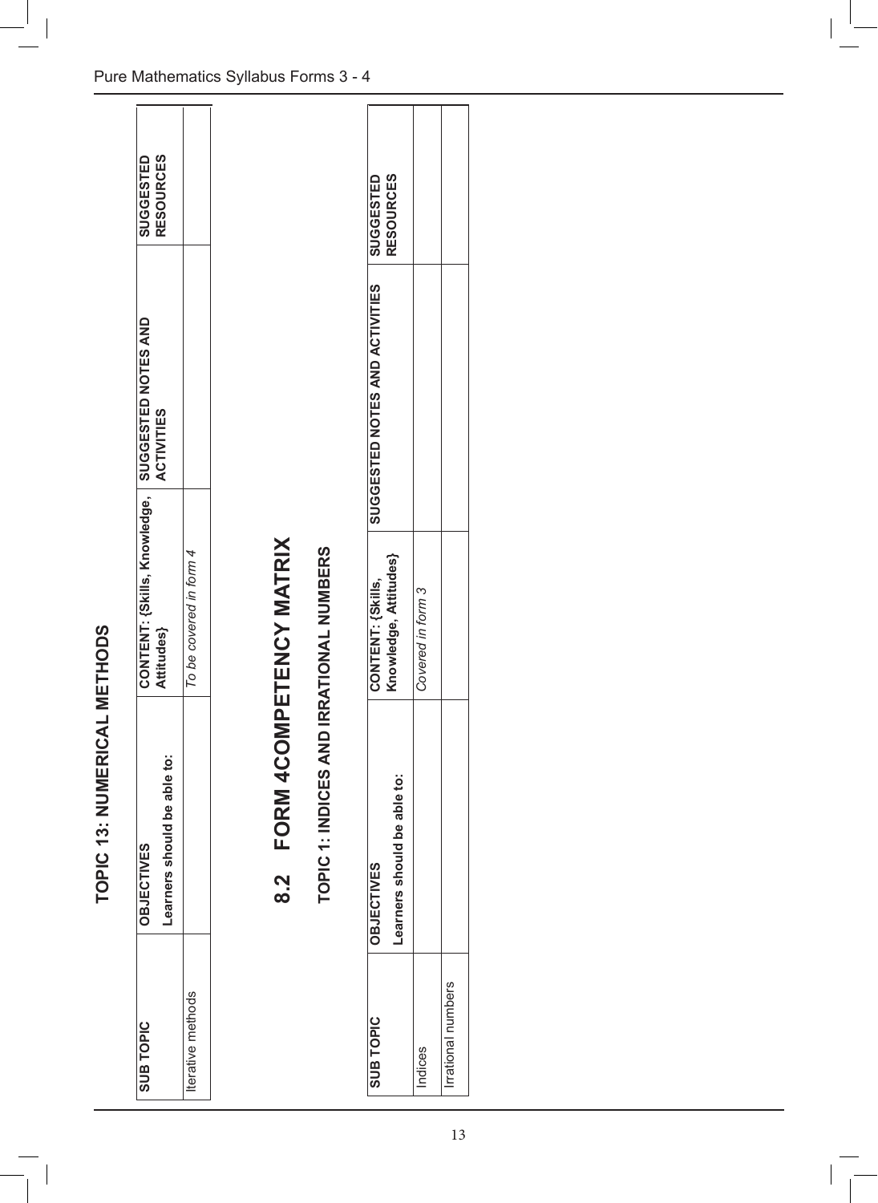## TOPIC 13: NUMERICAL METHODS

| SUB TOPIC | OBJECTIVES<br>Learners should be able to: | CONTENT: {Skills, Knowledge, Attitudes} | SUGGESTED NOTES AND ACTIVITIES | SUGGESTED RESOURCES |
|---|---|---|---|---|
| Iterative methods | | *To be covered in form 4* | | |

# 8.2 FORM 4COMPETENCY MATRIX

## TOPIC 1: INDICES AND IRRATIONAL NUMBERS

| SUB TOPIC | OBJECTIVES<br>Learners should be able to: | CONTENT: {Skills, Knowledge, Attitudes} | SUGGESTED NOTES AND ACTIVITIES | SUGGESTED RESOURCES |
|---|---|---|---|---|
| Indices | | *Covered in form 3* | | |
| Irrational numbers | | | | |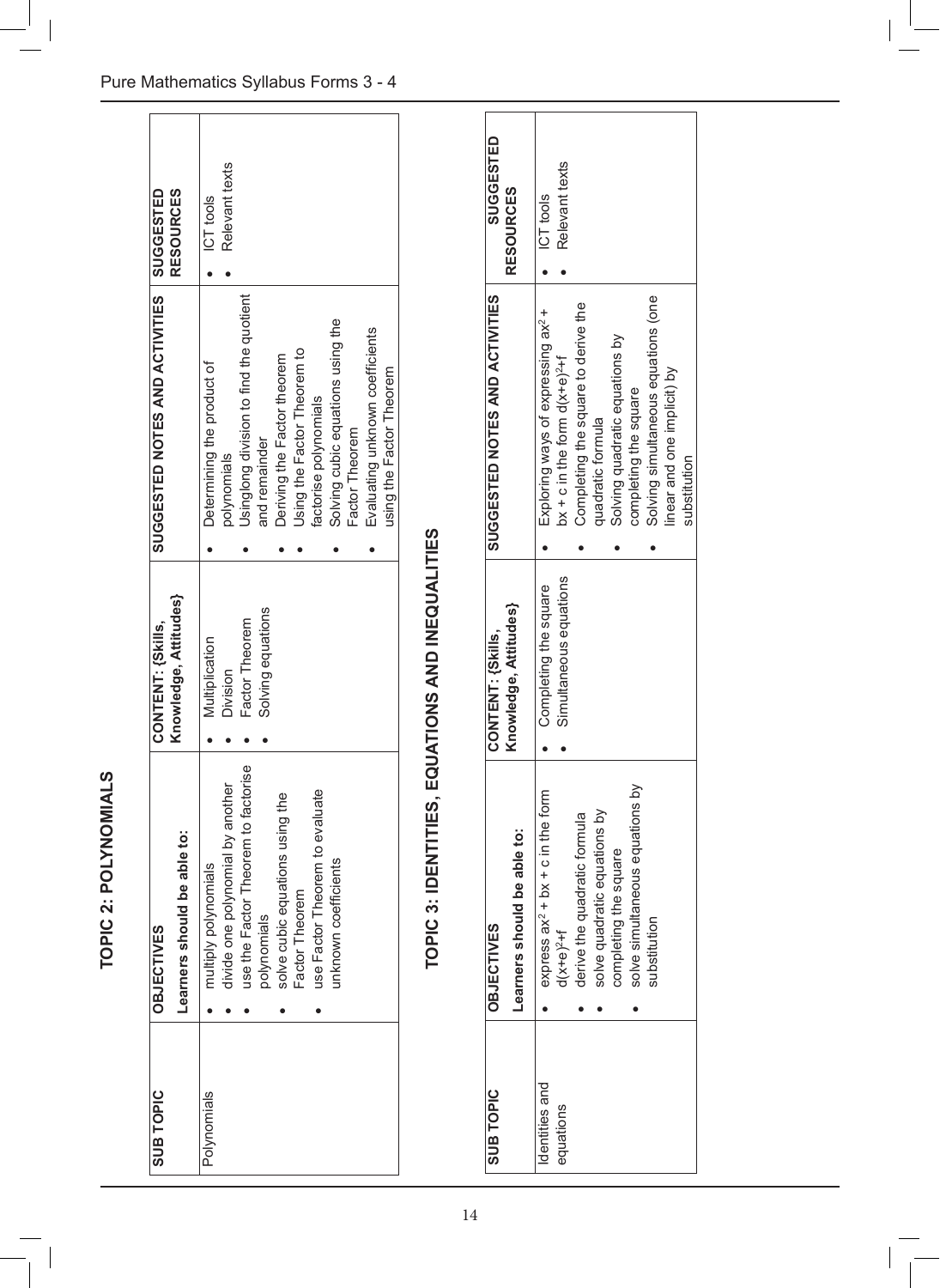# TOPIC 2: POLYNOMIALS

| SUB TOPIC | OBJECTIVES<br>Learners should be able to: | CONTENT: {Skills, Knowledge, Attitudes} | SUGGESTED NOTES AND ACTIVITIES | SUGGESTED RESOURCES |
|---|---|---|---|---|
| Polynomials | • multiply polynomials<br>• divide one polynomial by another<br>• use the Factor Theorem to factorise polynomials<br>• solve cubic equations using the Factor Theorem<br>• use Factor Theorem to evaluate unknown coefficients | • Multiplication<br>• Division<br>• Factor Theorem<br>• Solving equations | • Determining the product of polynomials<br>• Usinglong division to find the quotient and remainder<br>• Deriving the Factor theorem<br>• Using the Factor Theorem to factorise polynomials<br>• Solving cubic equations using the Factor Theorem<br>• Evaluating unknown coefficients using the Factor Theorem | • ICT tools<br>• Relevant texts |

# TOPIC 3: IDENTITIES, EQUATIONS AND INEQUALITIES

| SUB TOPIC | OBJECTIVES<br>Learners should be able to: | CONTENT: {Skills, Knowledge, Attitudes} | SUGGESTED NOTES AND ACTIVITIES | SUGGESTED RESOURCES |
|---|---|---|---|---|
| Identities and equations | • express $ax^2 + bx + c$ in the form $d(x+e)^2+f$<br>• derive the quadratic formula<br>• solve quadratic equations by completing the square<br>• solve simultaneous equations by substitution | • Completing the square<br>• Simultaneous equations | • Exploring ways of expressing $ax^2 + bx + c$ in the form $d(x+e)^2+f$<br>• Completing the square to derive the quadratic formula<br>• Solving quadratic equations by completing the square<br>• Solving simultaneous equations (one linear and one implicit) by substitution | • ICT tools<br>• Relevant texts |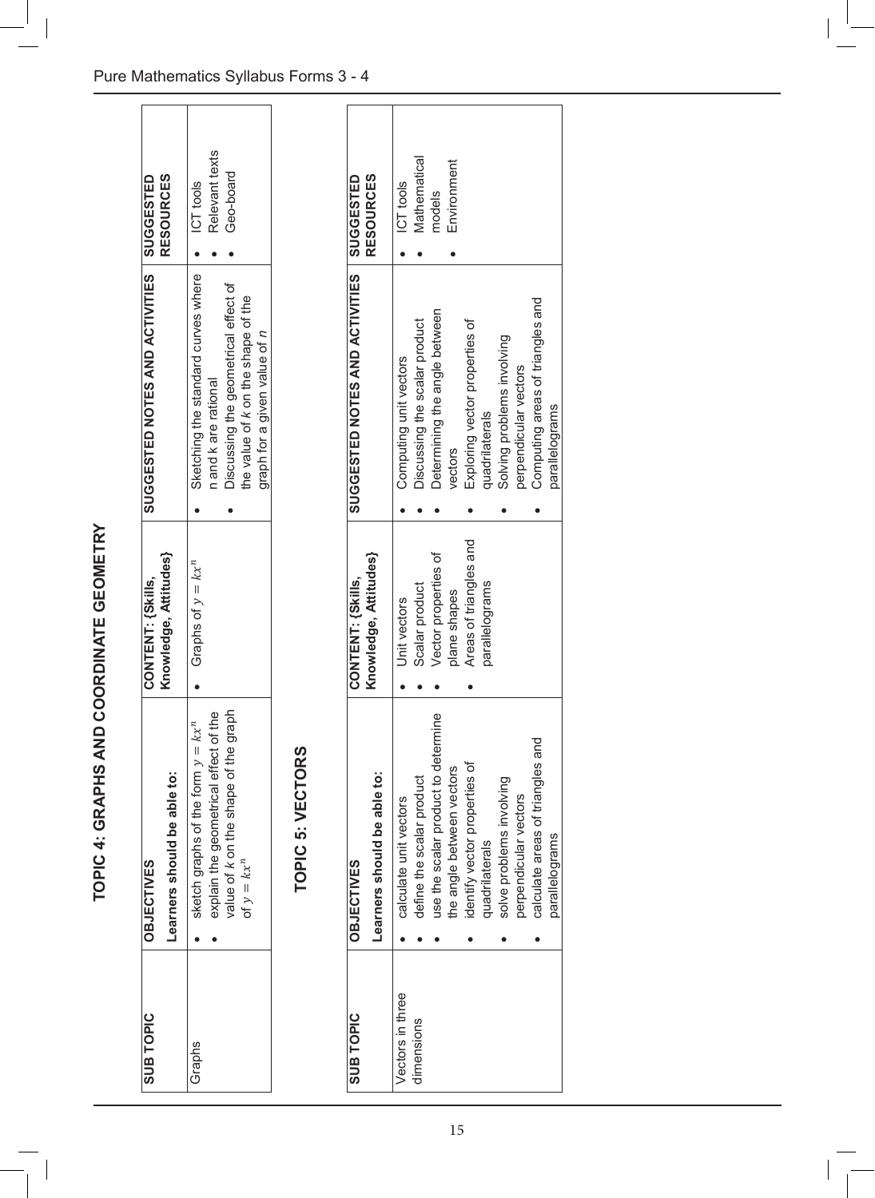# TOPIC 4: GRAPHS AND COORDINATE GEOMETRY

| SUB TOPIC | OBJECTIVES<br>Learners should be able to: | CONTENT: {Skills, Knowledge, Attitudes} | SUGGESTED NOTES AND ACTIVITIES | SUGGESTED RESOURCES |
|---|---|---|---|---|
| Graphs | • sketch graphs of the form $y = kx^n$<br>• explain the geometrical effect of the value of $k$ on the shape of the graph of $y = kx^n$ | • Graphs of $y = kx^n$ | • Sketching the standard curves where n and k are rational<br>• Discussing the geometrical effect of the value of $k$ on the shape of the graph for a given value of $n$ | • ICT tools<br>• Relevant texts<br>• Geo-board |

# TOPIC 5: VECTORS

| SUB TOPIC | OBJECTIVES<br>Learners should be able to: | CONTENT: {Skills, Knowledge, Attitudes} | SUGGESTED NOTES AND ACTIVITIES | SUGGESTED RESOURCES |
|---|---|---|---|---|
| Vectors in three dimensions | • calculate unit vectors<br>• define the scalar product<br>• use the scalar product to determine the angle between vectors<br>• identify vector properties of quadrilaterals<br>• solve problems involving perpendicular vectors<br>• calculate areas of triangles and parallelograms | • Unit vectors<br>• Scalar product<br>• Vector properties of plane shapes<br>• Areas of triangles and parallelograms | • Computing unit vectors<br>• Discussing the scalar product<br>• Determining the angle between vectors<br>• Exploring vector properties of quadrilaterals<br>• Solving problems involving perpendicular vectors<br>• Computing areas of triangles and parallelograms | • ICT tools<br>• Mathematical models<br>• Environment |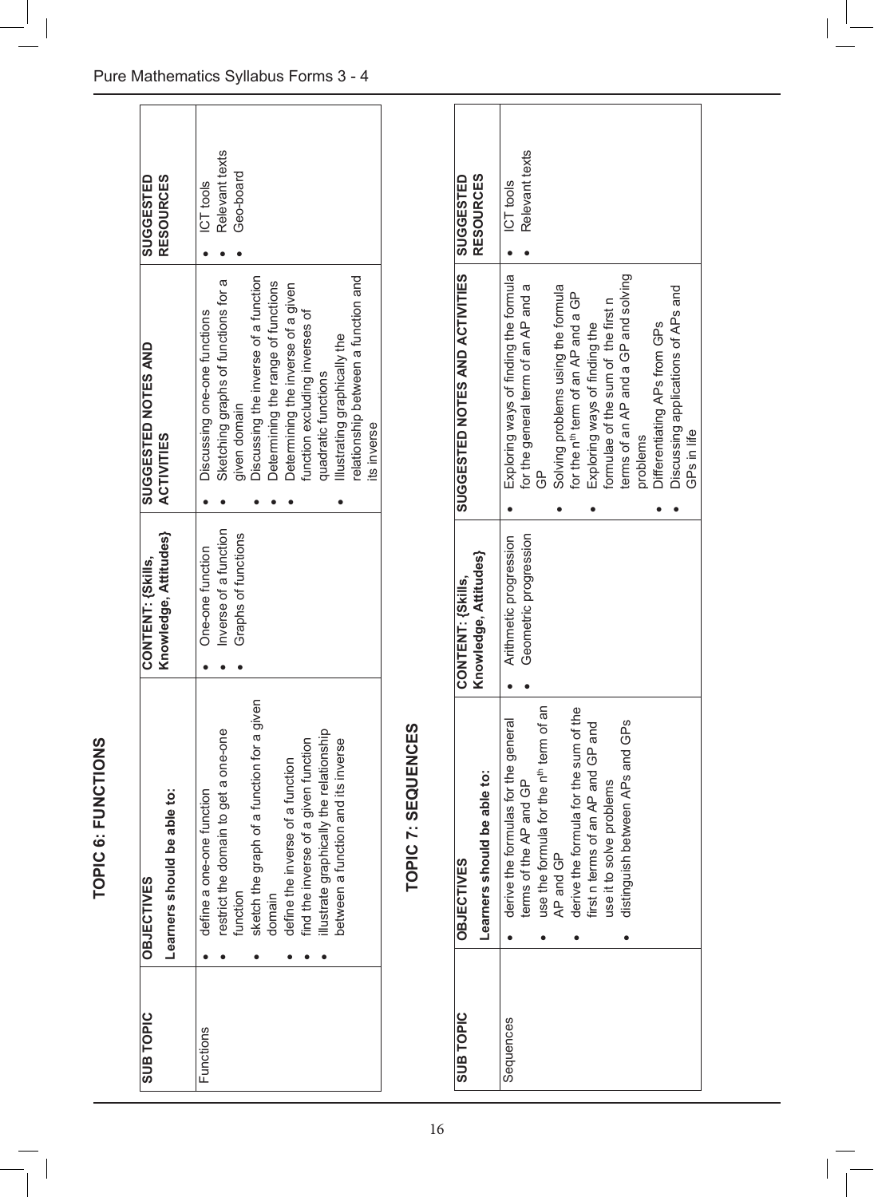## TOPIC 6: FUNCTIONS

| SUB TOPIC | OBJECTIVES<br>Learners should be able to: | CONTENT: {Skills, Knowledge, Attitudes} | SUGGESTED NOTES AND ACTIVITIES | SUGGESTED RESOURCES |
|---|---|---|---|---|
| Functions | • define a one-one function<br>• restrict the domain to get a one-one function<br>• sketch the graph of a function for a given domain<br>• define the inverse of a function<br>• find the inverse of a given function<br>• illustrate graphically the relationship between a function and its inverse | • One-one function<br>• Inverse of a function<br>• Graphs of functions | • Discussing one-one functions<br>• Sketching graphs of functions for a given domain<br>• Discussing the inverse of a function<br>• Determining the range of functions<br>• Determining the inverse of a given function excluding inverses of quadratic functions<br>• Illustrating graphically the relationship between a function and its inverse | • ICT tools<br>• Relevant texts<br>• Geo-board |

## TOPIC 7: SEQUENCES

| SUB TOPIC | OBJECTIVES<br>Learners should be able to: | CONTENT: {Skills, Knowledge, Attitudes} | SUGGESTED NOTES AND ACTIVITIES | SUGGESTED RESOURCES |
|---|---|---|---|---|
| Sequences | • derive the formulas for the general terms of the AP and GP<br>• use the formula for the $n^{th}$ term of an AP and GP<br>• derive the formula for the sum of the first n terms of an AP and GP and use it to solve problems<br>• distinguish between APs and GPs | • Arithmetic progression<br>• Geometric progression | • Exploring ways of finding the formula for the general term of an AP and a GP<br>• Solving problems using the formula for the $n^{th}$ term of an AP and a GP<br>• Exploring ways of finding the formulae of the sum of the first n terms of an AP and a GP and solving problems<br>• Differentiating APs from GPs<br>• Discussing applications of APs and GPs in life | • ICT tools<br>• Relevant texts |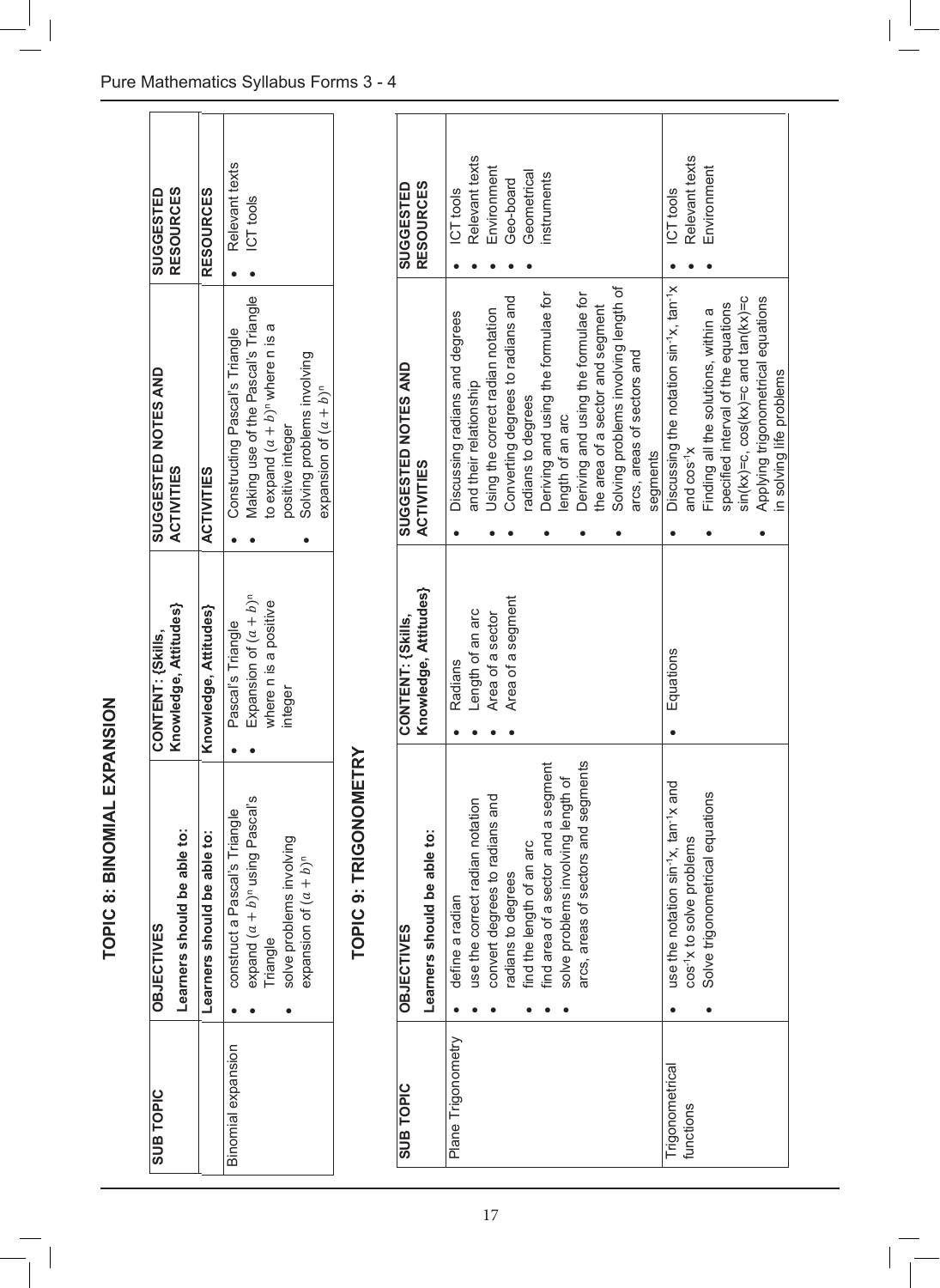## TOPIC 8: BINOMIAL EXPANSION

| SUB TOPIC | OBJECTIVES<br>Learners should be able to: | CONTENT: {Skills, Knowledge, Attitudes} | SUGGESTED NOTES AND ACTIVITIES | SUGGESTED RESOURCES |
|---|---|---|---|---|
| Binomial expansion | • construct a Pascal's Triangle<br>• expand $(a + b)^n$ using Pascal's Triangle<br>• solve problems involving expansion of $(a + b)^n$ | • Pascal's Triangle<br>• Expansion of $(a + b)^n$ where n is a positive integer | • Constructing Pascal's Triangle<br>• Making use of the Pascal's Triangle to expand $(a + b)^n$ where n is a positive integer<br>• Solving problems involving expansion of $(a + b)^n$ | • Relevant texts<br>• ICT tools |

## TOPIC 9: TRIGONOMETRY

| SUB TOPIC | OBJECTIVES<br>Learners should be able to: | CONTENT: {Skills, Knowledge, Attitudes} | SUGGESTED NOTES AND ACTIVITIES | SUGGESTED RESOURCES |
|---|---|---|---|---|
| Plane Trigonometry | • define a radian<br>• use the correct radian notation<br>• convert degrees to radians and radians to degrees<br>• find the length of an arc<br>• find area of a sector and a segment<br>• solve problems involving length of arcs, areas of sectors and segments | • Radians<br>• Length of an arc<br>• Area of a sector<br>• Area of a segment | • Discussing radians and degrees and their relationship<br>• Using the correct radian notation<br>• Converting degrees to radians and radians to degrees<br>• Deriving and using the formulae for length of an arc<br>• Deriving and using the formulae for the area of a sector and segment<br>• Solving problems involving length of arcs, areas of sectors and segments | • ICT tools<br>• Relevant texts<br>• Environment<br>• Geo-board<br>• Geometrical instruments |
| Trigonometrical functions | • use the notation $\sin^{-1}x$, $\tan^{-1}x$ and $\cos^{-1}x$ to solve problems<br>• Solve trigonometrical equations | • Equations | • Discussing the notation $\sin^{-1}x$, $\tan^{-1}x$ and $\cos^{-1}x$<br>• Finding all the solutions, within a specified interval of the equations $\sin(kx)=c$, $\cos(kx)=c$ and $\tan(kx)=c$<br>• Applying trigonometrical equations in solving life problems | • ICT tools<br>• Relevant texts<br>• Environment |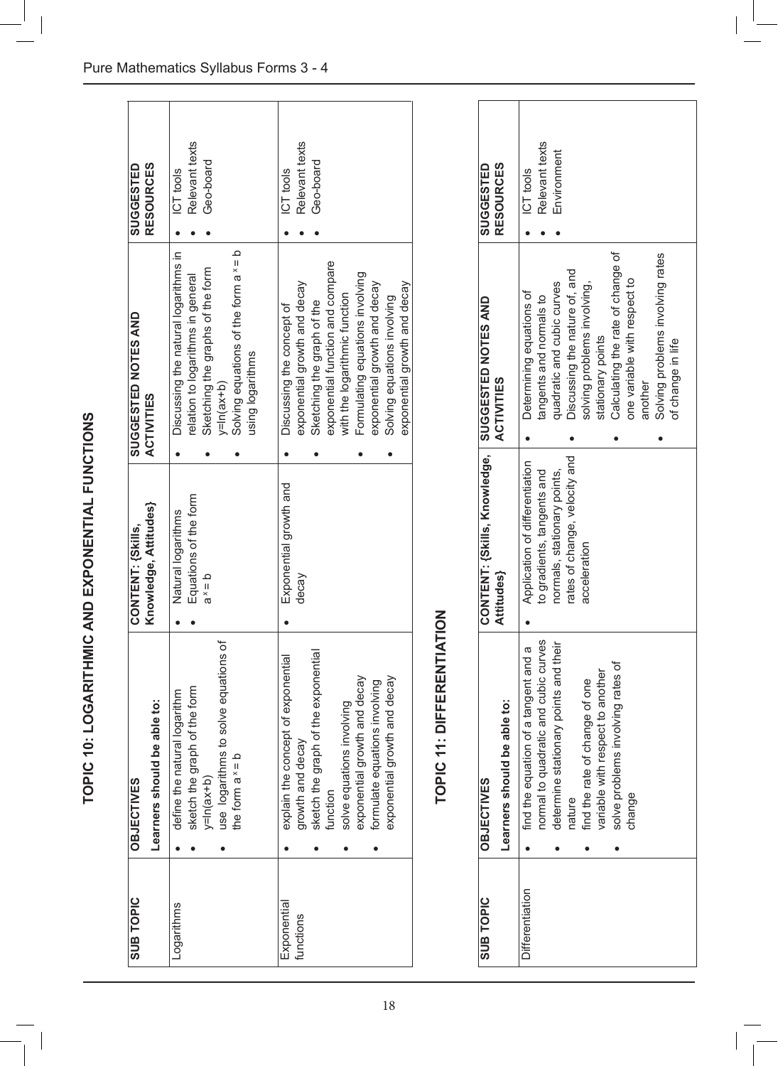## TOPIC 10: LOGARITHMIC AND EXPONENTIAL FUNCTIONS

| SUB TOPIC | OBJECTIVES<br>Learners should be able to: | CONTENT: {Skills, Knowledge, Attitudes} | SUGGESTED NOTES AND ACTIVITIES | SUGGESTED RESOURCES |
|---|---|---|---|---|
| Logarithms | • define the natural logarithm<br>• sketch the graph of the form $y=\ln(ax+b)$<br>• use logarithms to solve equations of the form $a^x = b$ | • Natural logarithms<br>• Equations of the form $a^x = b$ | • Discussing the natural logarithms in relation to logarithms in general<br>• Sketching the graphs of the form $y=\ln(ax+b)$<br>• Solving equations of the form $a^x = b$ using logarithms | • ICT tools<br>• Relevant texts<br>• Geo-board |
| Exponential functions | • explain the concept of exponential growth and decay<br>• sketch the graph of the exponential function<br>• solve equations involving exponential growth and decay<br>• formulate equations involving exponential growth and decay | • Exponential growth and decay | • Discussing the concept of exponential growth and decay<br>• Sketching the graph of the exponential function and compare with the logarithmic function<br>• Formulating equations involving exponential growth and decay<br>• Solving equations involving exponential growth and decay | • ICT tools<br>• Relevant texts<br>• Geo-board |

## TOPIC 11: DIFFERENTIATION

| SUB TOPIC | OBJECTIVES<br>Learners should be able to: | CONTENT: {Skills, Knowledge, Attitudes} | SUGGESTED NOTES AND ACTIVITIES | SUGGESTED RESOURCES |
|---|---|---|---|---|
| Differentiation | • find the equation of a tangent and a normal to quadratic and cubic curves<br>• determine stationary points and their nature<br>• find the rate of change of one variable with respect to another<br>• solve problems involving rates of change | • Application of differentiation to gradients, tangents and normals, stationary points, rates of change, velocity and acceleration | • Determining equations of tangents and normals to quadratic and cubic curves<br>• Discussing the nature of, and solving problems involving, stationary points<br>• Calculating the rate of change of one variable with respect to another<br>• Solving problems involving rates of change in life | • ICT tools<br>• Relevant texts<br>• Environment |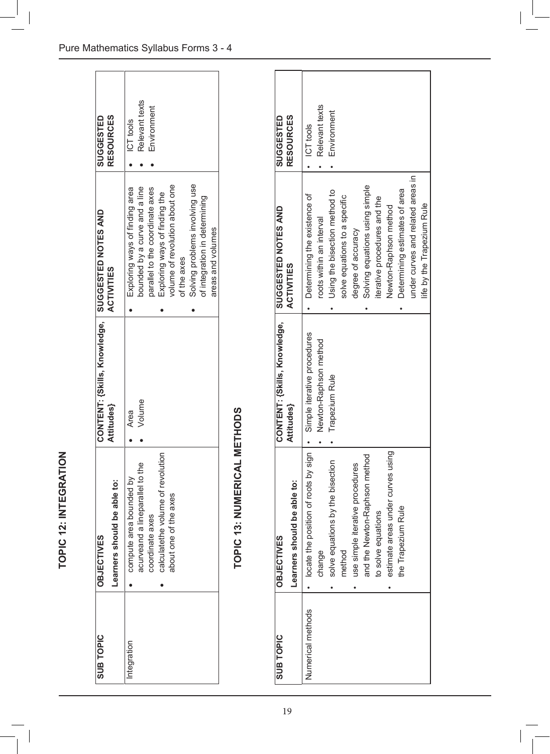## TOPIC 12: INTEGRATION

| SUB TOPIC | OBJECTIVES<br>Learners should be able to: | CONTENT: {Skills, Knowledge, Attitudes} | SUGGESTED NOTES AND ACTIVITIES | SUGGESTED RESOURCES |
|---|---|---|---|---|
| Integration | • compute area bounded by acurveand a lineparallel to the coordinate axes<br>• calculatethe volume of revolution about one of the axes | • Area<br>• Volume | • Exploring ways of finding area bounded by a curve and a line parallel to the coordinate axes<br>• Exploring ways of finding the volume of revolution about one of the axes<br>• Solving problems involving use of integration in determining areas and volumes | • ICT tools<br>• Relevant texts<br>• Environment |

## TOPIC 13: NUMERICAL METHODS

| SUB TOPIC | OBJECTIVES<br>Learners should be able to: | CONTENT: {Skills, Knowledge, Attitudes} | SUGGESTED NOTES AND ACTIVITIES | SUGGESTED RESOURCES |
|---|---|---|---|---|
| Numerical methods | • locate the position of roots by sign change<br>• solve equations by the bisection method<br>• use simple iterative procedures and the Newton-Raphson method to solve equations<br>• estimate areas under curves using the Trapezium Rule | • Simple iterative procedures<br>• Newton-Raphson method<br>• Trapezium Rule | • Determining the existence of roots within an interval<br>• Using the bisection method to solve equations to a specific degree of accuracy<br>• Solving equations using simple iterative procedures and the Newton-Raphson method<br>• Determining estimates of area under curves and related areas in life by the Trapezium Rule | • ICT tools<br>• Relevant texts<br>• Environment |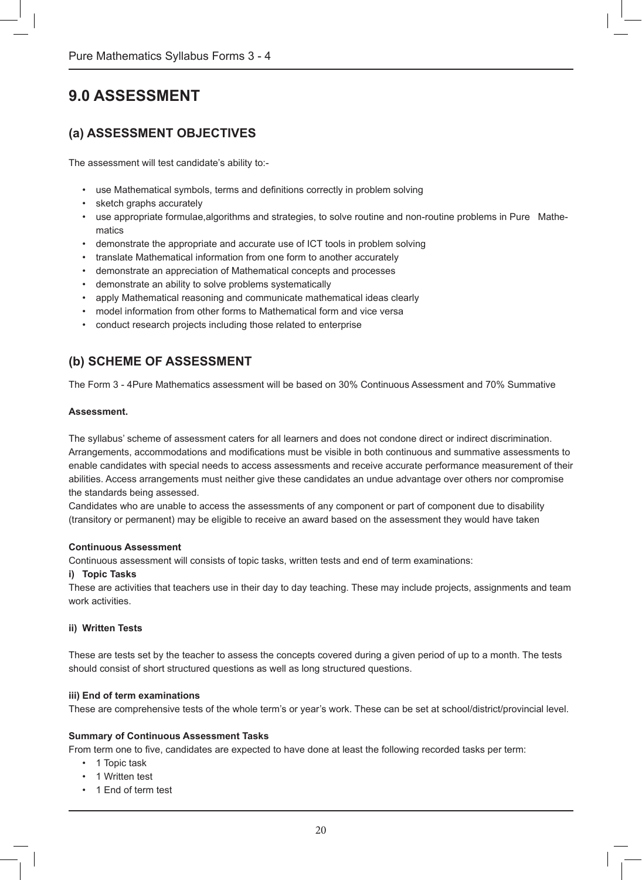# 9.0 ASSESSMENT

## (a) ASSESSMENT OBJECTIVES

The assessment will test candidate's ability to:-

- use Mathematical symbols, terms and definitions correctly in problem solving
- sketch graphs accurately
- use appropriate formulae,algorithms and strategies, to solve routine and non-routine problems in Pure Mathematics
- demonstrate the appropriate and accurate use of ICT tools in problem solving
- translate Mathematical information from one form to another accurately
- demonstrate an appreciation of Mathematical concepts and processes
- demonstrate an ability to solve problems systematically
- apply Mathematical reasoning and communicate mathematical ideas clearly
- model information from other forms to Mathematical form and vice versa
- conduct research projects including those related to enterprise

## (b) SCHEME OF ASSESSMENT

The Form 3 - 4Pure Mathematics assessment will be based on 30% Continuous Assessment and 70% Summative

**Assessment.**

The syllabus' scheme of assessment caters for all learners and does not condone direct or indirect discrimination. Arrangements, accommodations and modifications must be visible in both continuous and summative assessments to enable candidates with special needs to access assessments and receive accurate performance measurement of their abilities. Access arrangements must neither give these candidates an undue advantage over others nor compromise the standards being assessed.

Candidates who are unable to access the assessments of any component or part of component due to disability (transitory or permanent) may be eligible to receive an award based on the assessment they would have taken

**Continuous Assessment**

Continuous assessment will consists of topic tasks, written tests and end of term examinations:

**i) Topic Tasks**

These are activities that teachers use in their day to day teaching. These may include projects, assignments and team work activities.

**ii) Written Tests**

These are tests set by the teacher to assess the concepts covered during a given period of up to a month. The tests should consist of short structured questions as well as long structured questions.

**iii) End of term examinations**

These are comprehensive tests of the whole term's or year's work. These can be set at school/district/provincial level.

**Summary of Continuous Assessment Tasks**

From term one to five, candidates are expected to have done at least the following recorded tasks per term:

- 1 Topic task
- 1 Written test
- 1 End of term test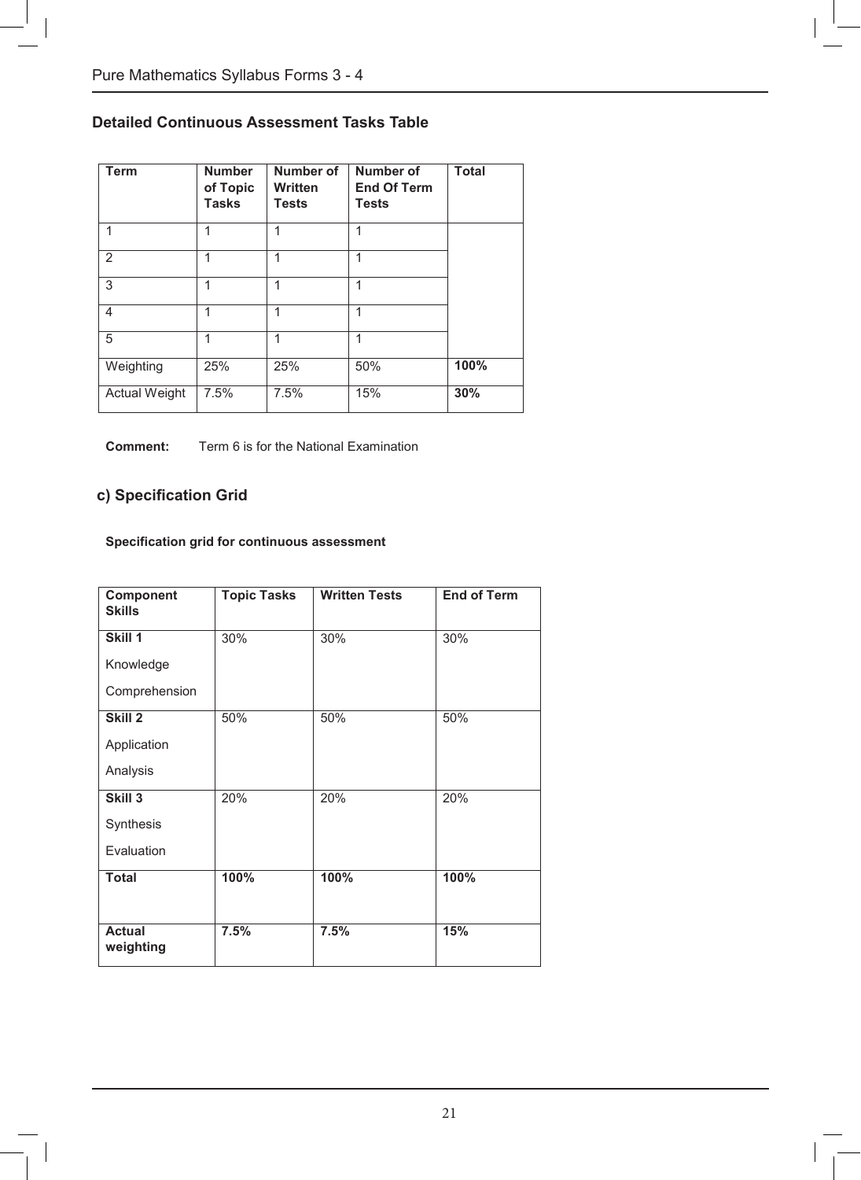## Detailed Continuous Assessment Tasks Table

| Term | Number of Topic Tasks | Number of Written Tests | Number of End Of Term Tests | Total |
|---|---|---|---|---|
| 1 | 1 | 1 | 1 | |
| 2 | 1 | 1 | 1 | |
| 3 | 1 | 1 | 1 | |
| 4 | 1 | 1 | 1 | |
| 5 | 1 | 1 | 1 | |
| Weighting | 25% | 25% | 50% | **100%** |
| Actual Weight | 7.5% | 7.5% | 15% | **30%** |

**Comment:** Term 6 is for the National Examination

### c) Specification Grid

**Specification grid for continuous assessment**

| Component Skills | Topic Tasks | Written Tests | End of Term |
|---|---|---|---|
| **Skill 1**<br>Knowledge<br>Comprehension | 30% | 30% | 30% |
| **Skill 2**<br>Application<br>Analysis | 50% | 50% | 50% |
| **Skill 3**<br>Synthesis<br>Evaluation | 20% | 20% | 20% |
| **Total** | **100%** | **100%** | **100%** |
| **Actual weighting** | **7.5%** | **7.5%** | **15%** |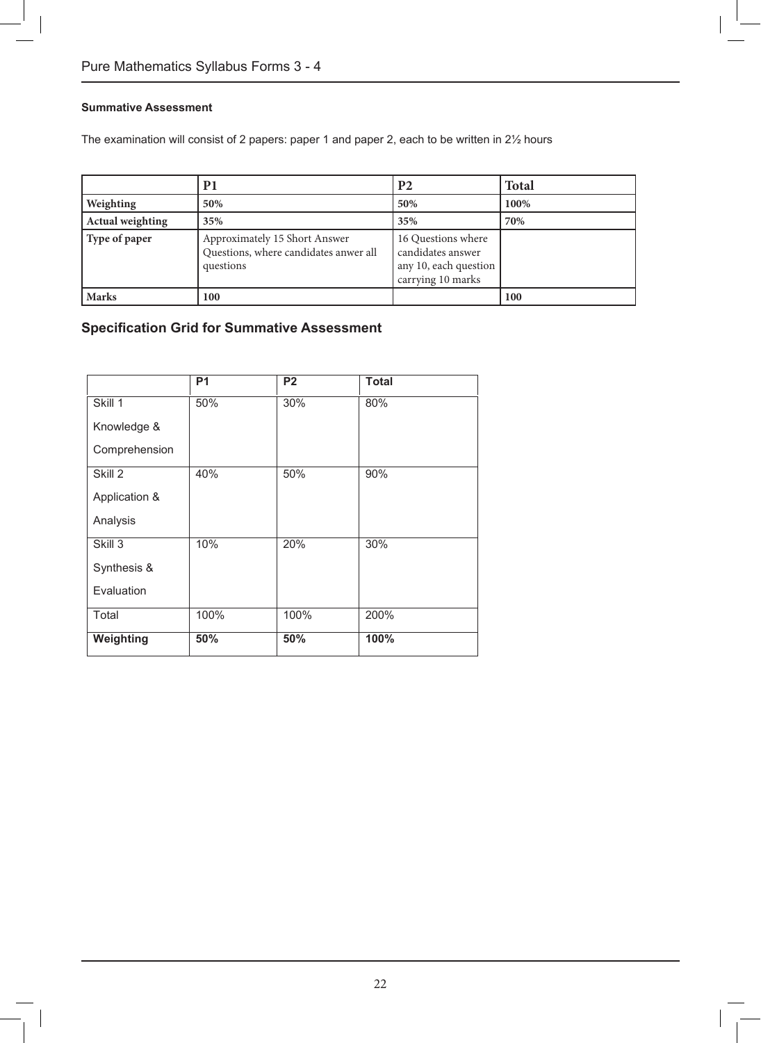**Summative Assessment**

The examination will consist of 2 papers: paper 1 and paper 2, each to be written in 2½ hours

| | P1 | P2 | Total |
|---|---|---|---|
| **Weighting** | **50%** | **50%** | **100%** |
| **Actual weighting** | **35%** | **35%** | **70%** |
| **Type of paper** | Approximately 15 Short Answer Questions, where candidates anwer all questions | 16 Questions where candidates answer any 10, each question carrying 10 marks | |
| **Marks** | **100** | | **100** |

## Specification Grid for Summative Assessment

| | P1 | P2 | Total |
|---|---|---|---|
| Skill 1 Knowledge & Comprehension | 50% | 30% | 80% |
| Skill 2 Application & Analysis | 40% | 50% | 90% |
| Skill 3 Synthesis & Evaluation | 10% | 20% | 30% |
| Total | 100% | 100% | 200% |
| **Weighting** | **50%** | **50%** | **100%** |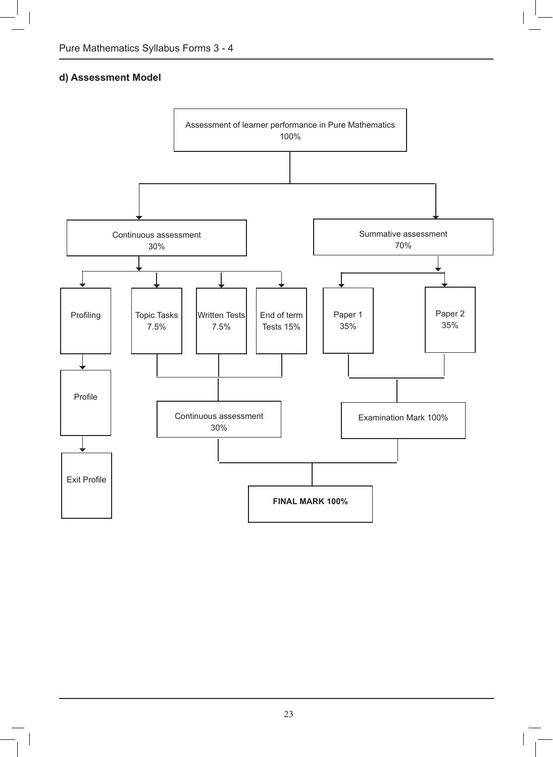### d) Assessment Model

Assessment of learner performance in Pure Mathematics 100%

- Continuous assessment 30%
  - Profiling → Profile → Exit Profile
  - Topic Tasks 7.5%
  - Written Tests 7.5%
  - End of term Tests 15%
  - → Continuous assessment 30%
- Summative assessment 70%
  - Paper 1 35%
  - Paper 2 35%
  - → Examination Mark 100%

**FINAL MARK 100%**